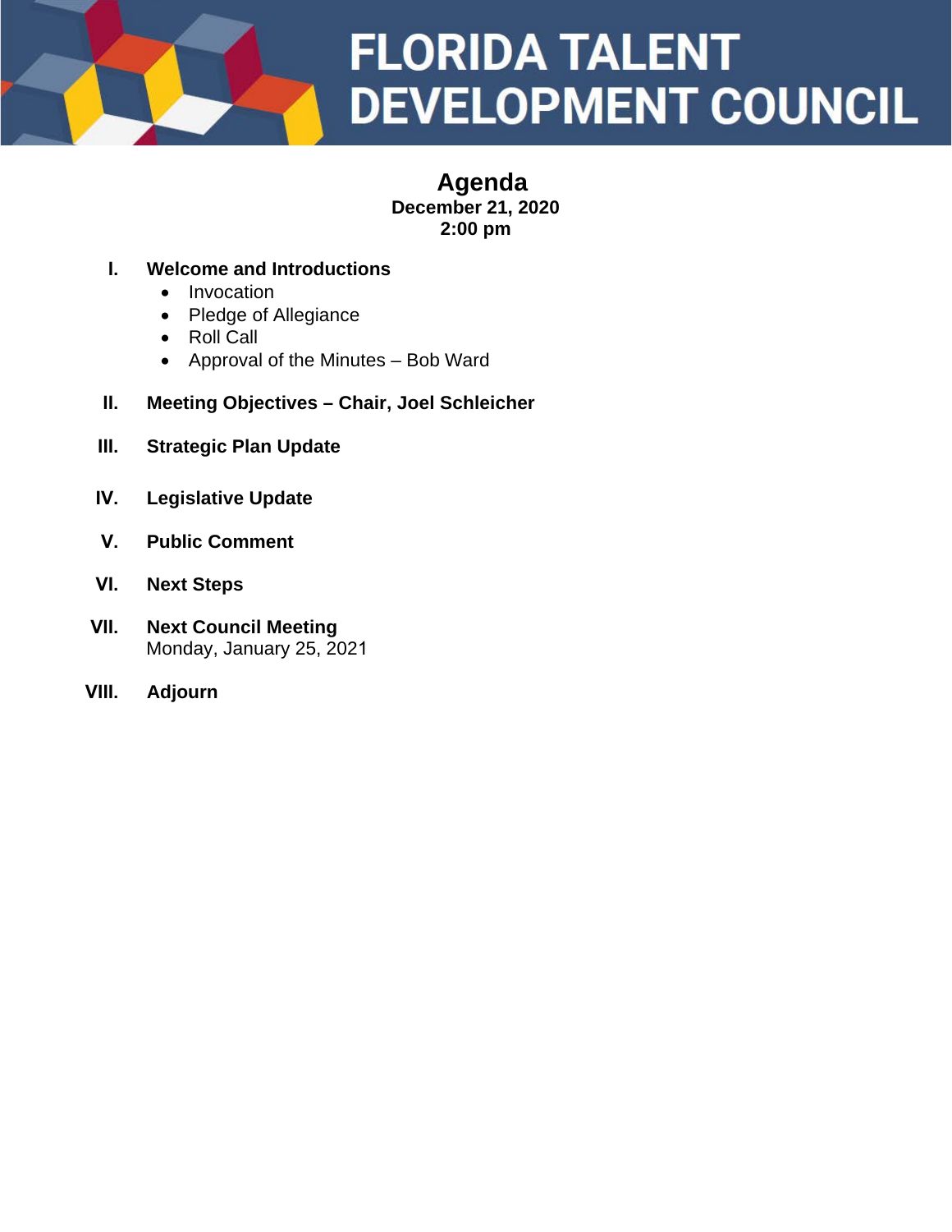# FLORIDA TALENT DEVELOPMENT COUNCIL

## Agenda

**December 21, 2020**
**2:00 pm**

I. **Welcome and Introductions**
   - Invocation
   - Pledge of Allegiance
   - Roll Call
   - Approval of the Minutes – Bob Ward

II. **Meeting Objectives – Chair, Joel Schleicher**

III. **Strategic Plan Update**

IV. **Legislative Update**

V. **Public Comment**

VI. **Next Steps**

VII. **Next Council Meeting**
   Monday, January 25, 2021

VIII. **Adjourn**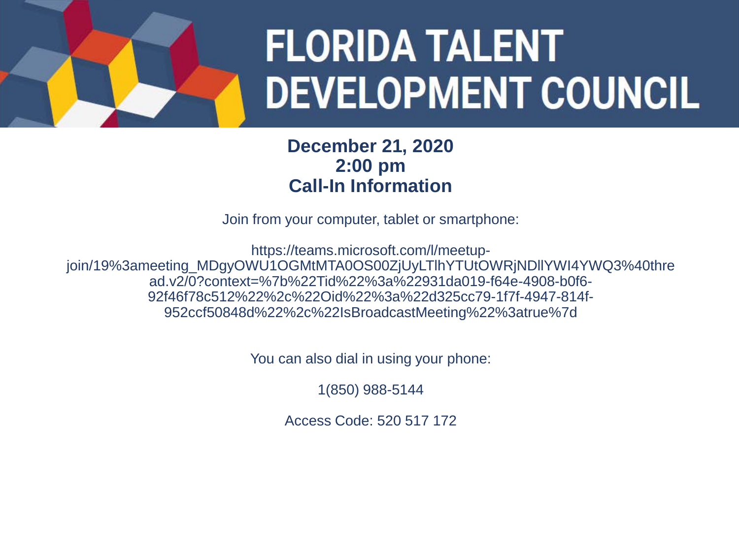# FLORIDA TALENT DEVELOPMENT COUNCIL

**December 21, 2020**
**2:00 pm**
**Call-In Information**

Join from your computer, tablet or smartphone:

https://teams.microsoft.com/l/meetup-join/19%3ameeting_MDgyOWU1OGMtMTA0OS00ZjUyLTlhYTUtOWRjNDllYWI4YWQ3%40thread.v2/0?context=%7b%22Tid%22%3a%22931da019-f64e-4908-b0f6-92f46f78c512%22%2c%22Oid%22%3a%22d325cc79-1f7f-4947-814f-952ccf50848d%22%2c%22IsBroadcastMeeting%22%3atrue%7d

You can also dial in using your phone:

1(850) 988-5144

Access Code: 520 517 172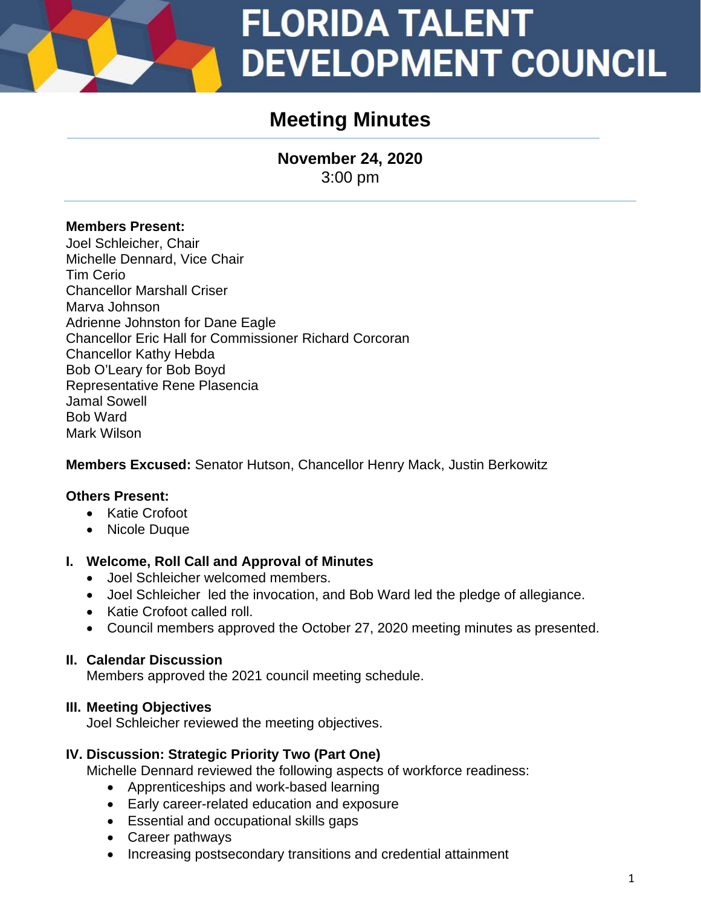# FLORIDA TALENT DEVELOPMENT COUNCIL

## Meeting Minutes

**November 24, 2020**
3:00 pm

**Members Present:**
Joel Schleicher, Chair
Michelle Dennard, Vice Chair
Tim Cerio
Chancellor Marshall Criser
Marva Johnson
Adrienne Johnston for Dane Eagle
Chancellor Eric Hall for Commissioner Richard Corcoran
Chancellor Kathy Hebda
Bob O'Leary for Bob Boyd
Representative Rene Plasencia
Jamal Sowell
Bob Ward
Mark Wilson

**Members Excused:** Senator Hutson, Chancellor Henry Mack, Justin Berkowitz

**Others Present:**

- Katie Crofoot
- Nicole Duque

### I. Welcome, Roll Call and Approval of Minutes

- Joel Schleicher welcomed members.
- Joel Schleicher led the invocation, and Bob Ward led the pledge of allegiance.
- Katie Crofoot called roll.
- Council members approved the October 27, 2020 meeting minutes as presented.

### II. Calendar Discussion

Members approved the 2021 council meeting schedule.

### III. Meeting Objectives

Joel Schleicher reviewed the meeting objectives.

### IV. Discussion: Strategic Priority Two (Part One)

Michelle Dennard reviewed the following aspects of workforce readiness:

- Apprenticeships and work-based learning
- Early career-related education and exposure
- Essential and occupational skills gaps
- Career pathways
- Increasing postsecondary transitions and credential attainment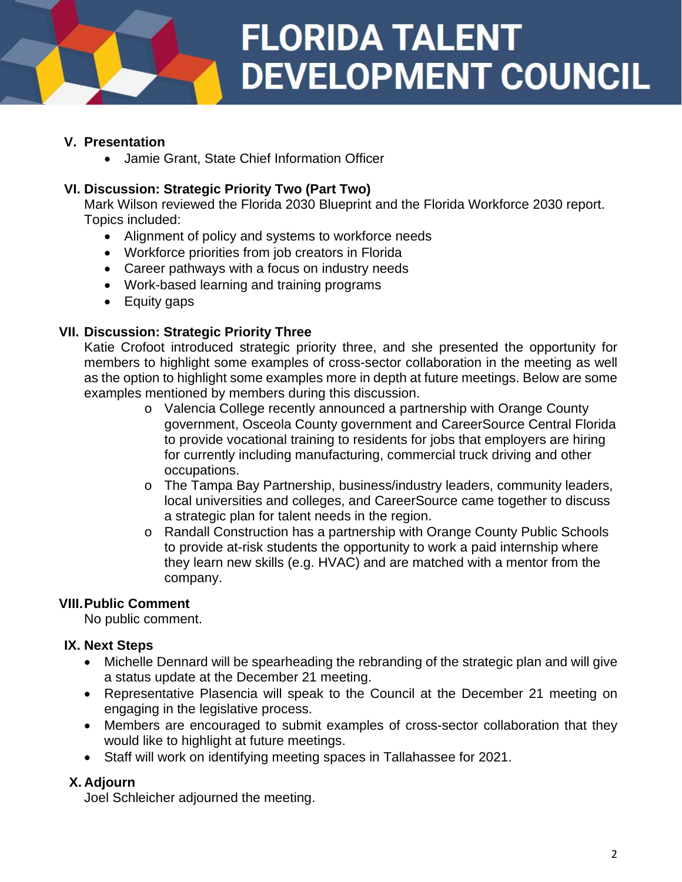## V. Presentation

- Jamie Grant, State Chief Information Officer

## VI. Discussion: Strategic Priority Two (Part Two)

Mark Wilson reviewed the Florida 2030 Blueprint and the Florida Workforce 2030 report. Topics included:

- Alignment of policy and systems to workforce needs
- Workforce priorities from job creators in Florida
- Career pathways with a focus on industry needs
- Work-based learning and training programs
- Equity gaps

## VII. Discussion: Strategic Priority Three

Katie Crofoot introduced strategic priority three, and she presented the opportunity for members to highlight some examples of cross-sector collaboration in the meeting as well as the option to highlight some examples more in depth at future meetings. Below are some examples mentioned by members during this discussion.

- Valencia College recently announced a partnership with Orange County government, Osceola County government and CareerSource Central Florida to provide vocational training to residents for jobs that employers are hiring for currently including manufacturing, commercial truck driving and other occupations.
- The Tampa Bay Partnership, business/industry leaders, community leaders, local universities and colleges, and CareerSource came together to discuss a strategic plan for talent needs in the region.
- Randall Construction has a partnership with Orange County Public Schools to provide at-risk students the opportunity to work a paid internship where they learn new skills (e.g. HVAC) and are matched with a mentor from the company.

## VIII. Public Comment

No public comment.

## IX. Next Steps

- Michelle Dennard will be spearheading the rebranding of the strategic plan and will give a status update at the December 21 meeting.
- Representative Plasencia will speak to the Council at the December 21 meeting on engaging in the legislative process.
- Members are encouraged to submit examples of cross-sector collaboration that they would like to highlight at future meetings.
- Staff will work on identifying meeting spaces in Tallahassee for 2021.

## X. Adjourn

Joel Schleicher adjourned the meeting.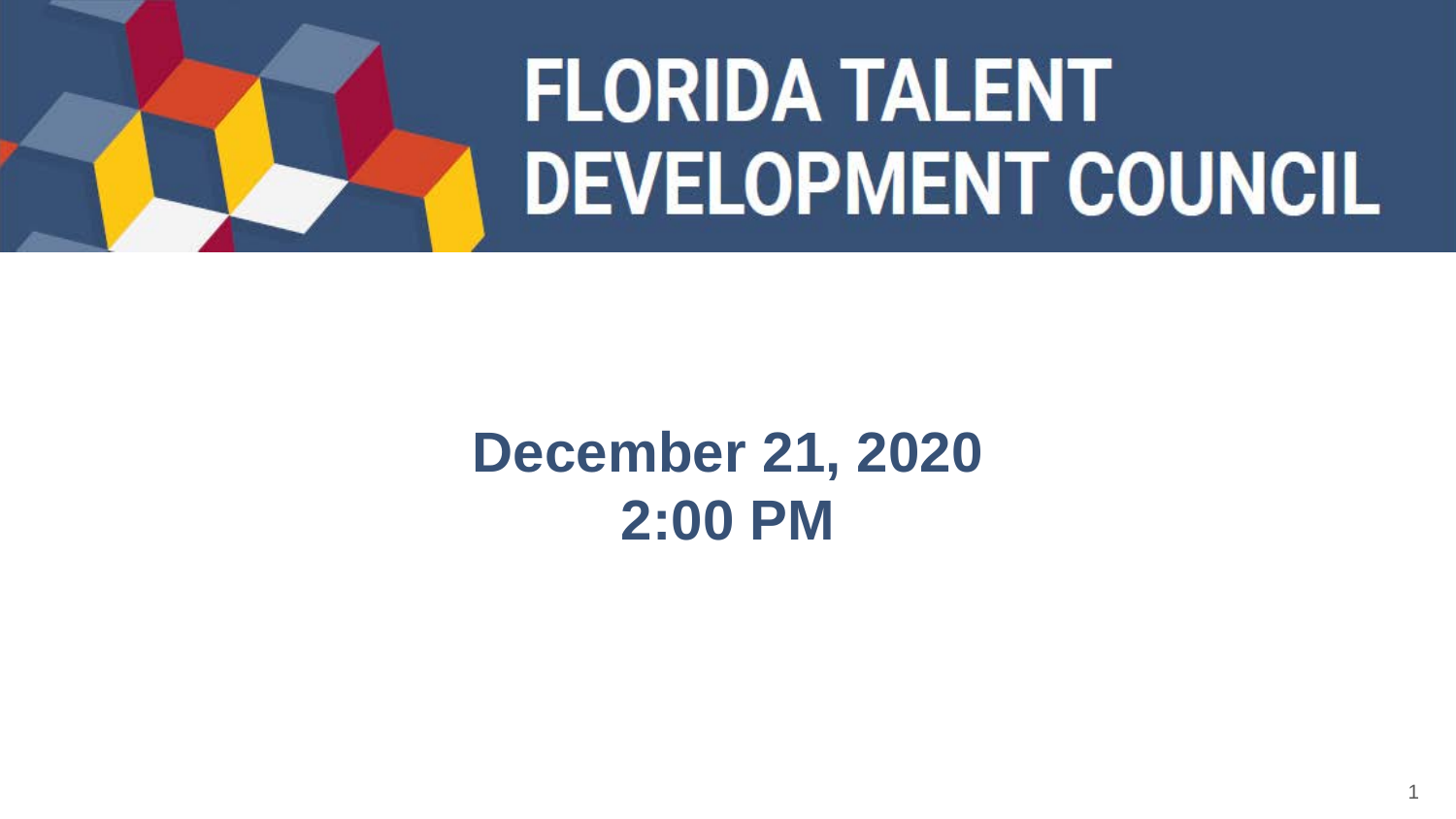# FLORIDA TALENT DEVELOPMENT COUNCIL

**December 21, 2020**
**2:00 PM**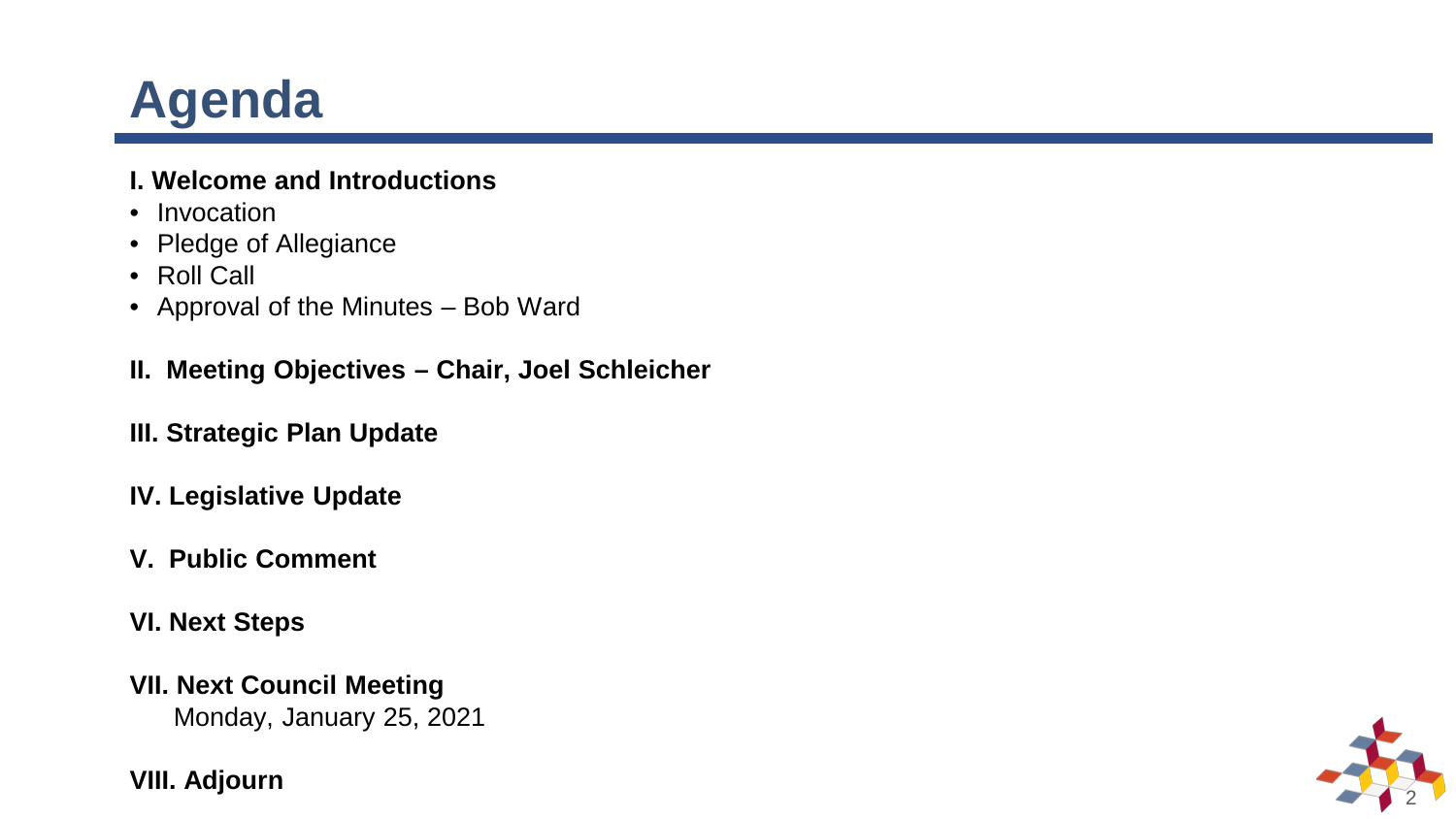# Agenda

**I. Welcome and Introductions**

- Invocation
- Pledge of Allegiance
- Roll Call
- Approval of the Minutes – Bob Ward

**II. Meeting Objectives – Chair, Joel Schleicher**

**III. Strategic Plan Update**

**IV. Legislative Update**

**V. Public Comment**

**VI. Next Steps**

**VII. Next Council Meeting**

Monday, January 25, 2021

**VIII. Adjourn**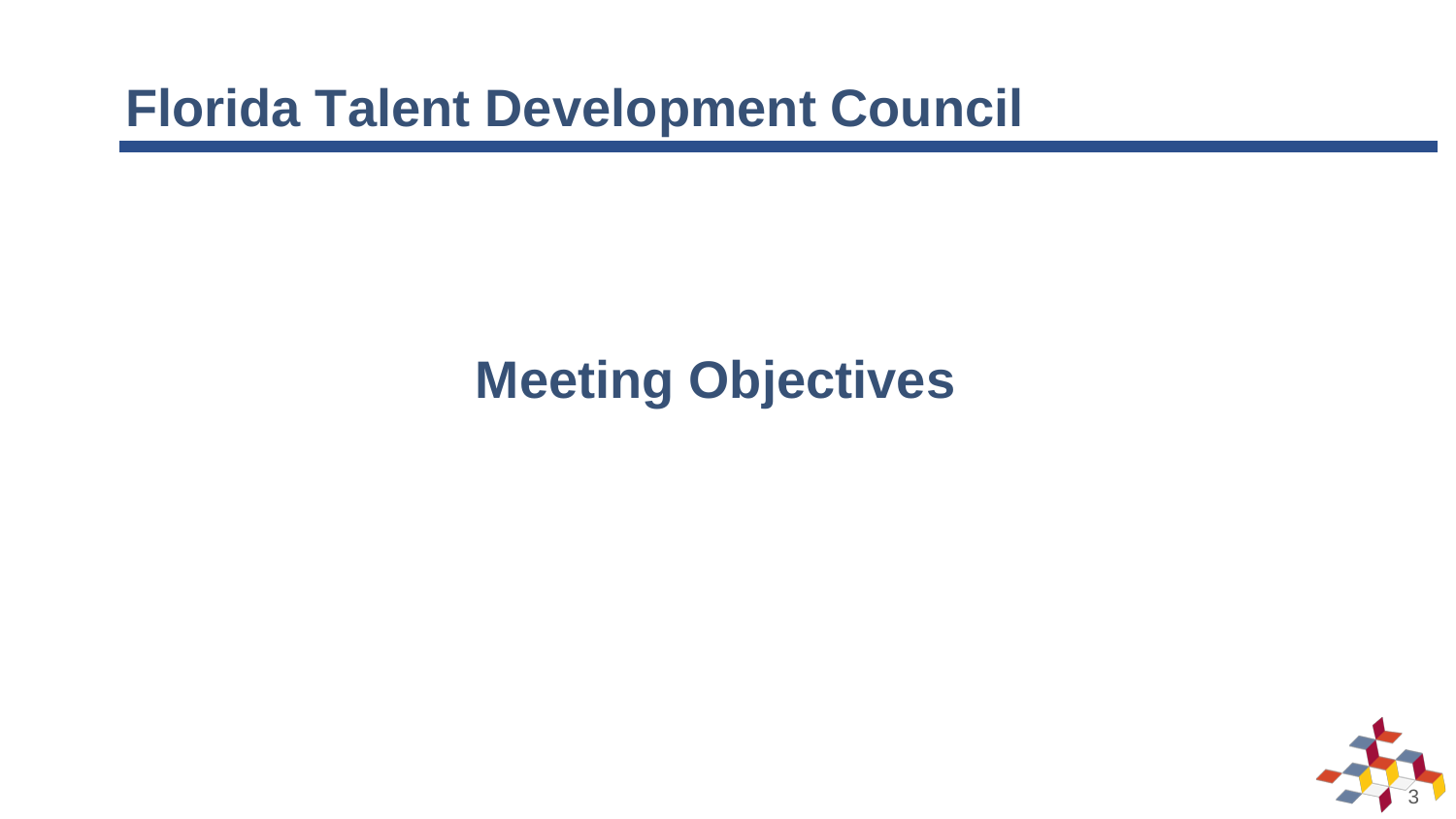# Florida Talent Development Council

## Meeting Objectives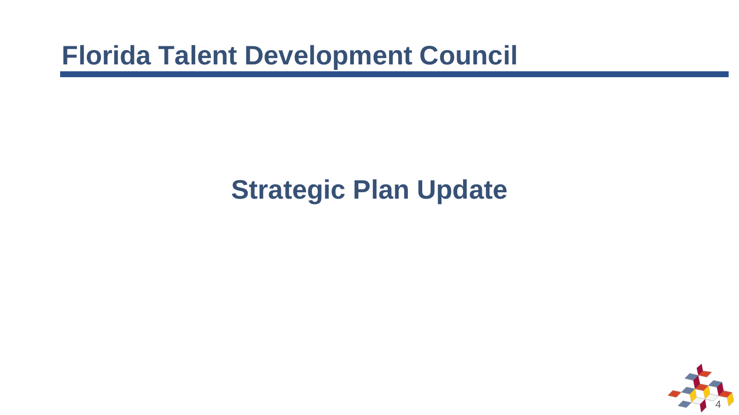# Florida Talent Development Council

## Strategic Plan Update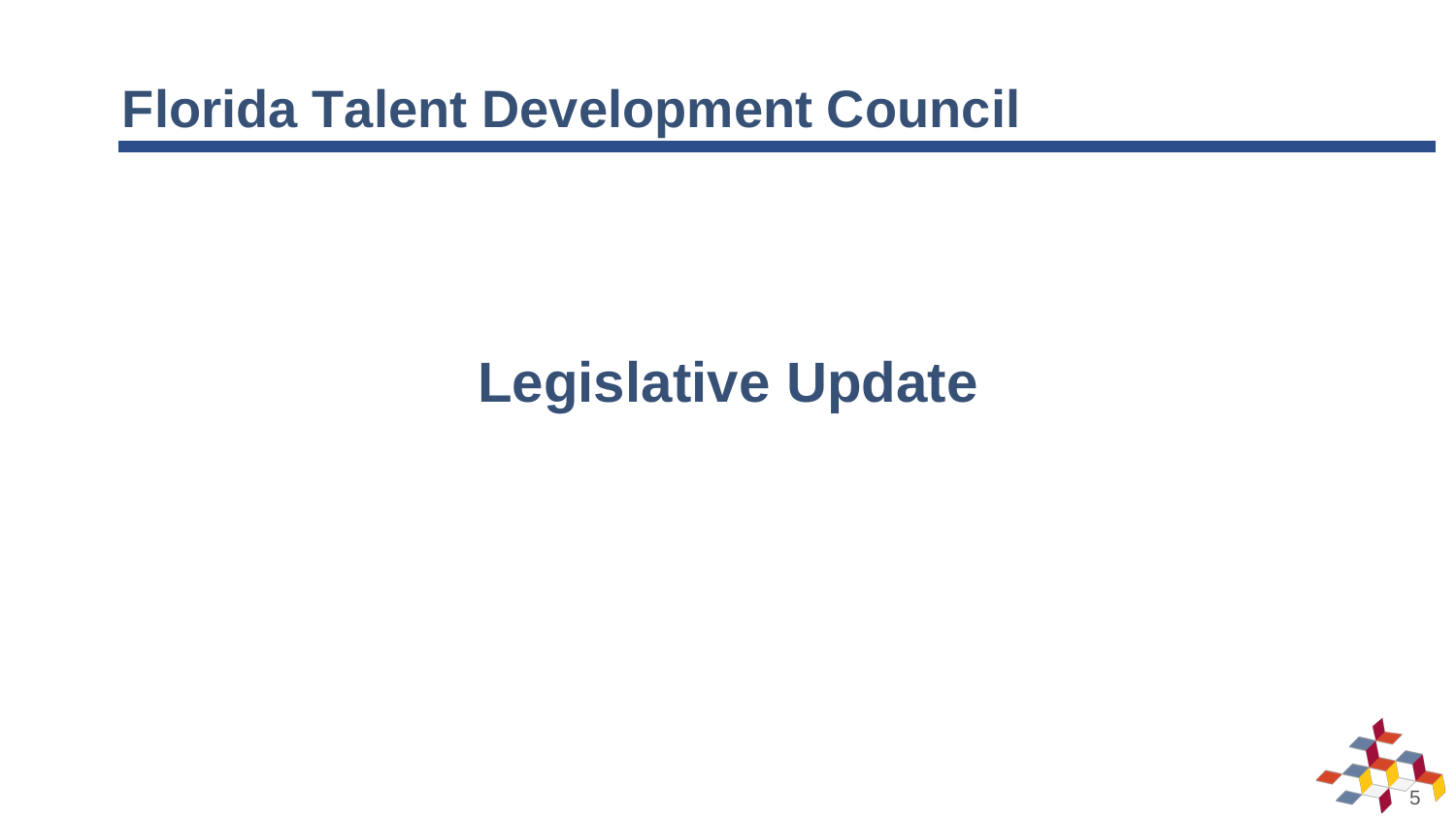# Florida Talent Development Council

## Legislative Update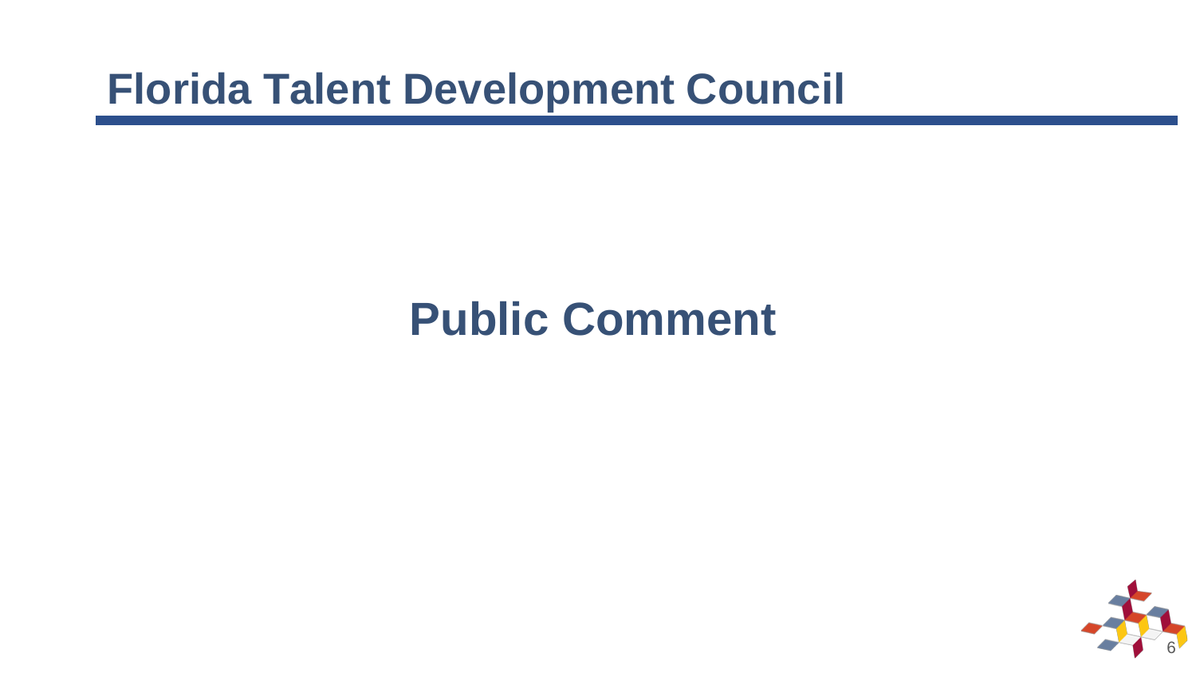# Florida Talent Development Council

## Public Comment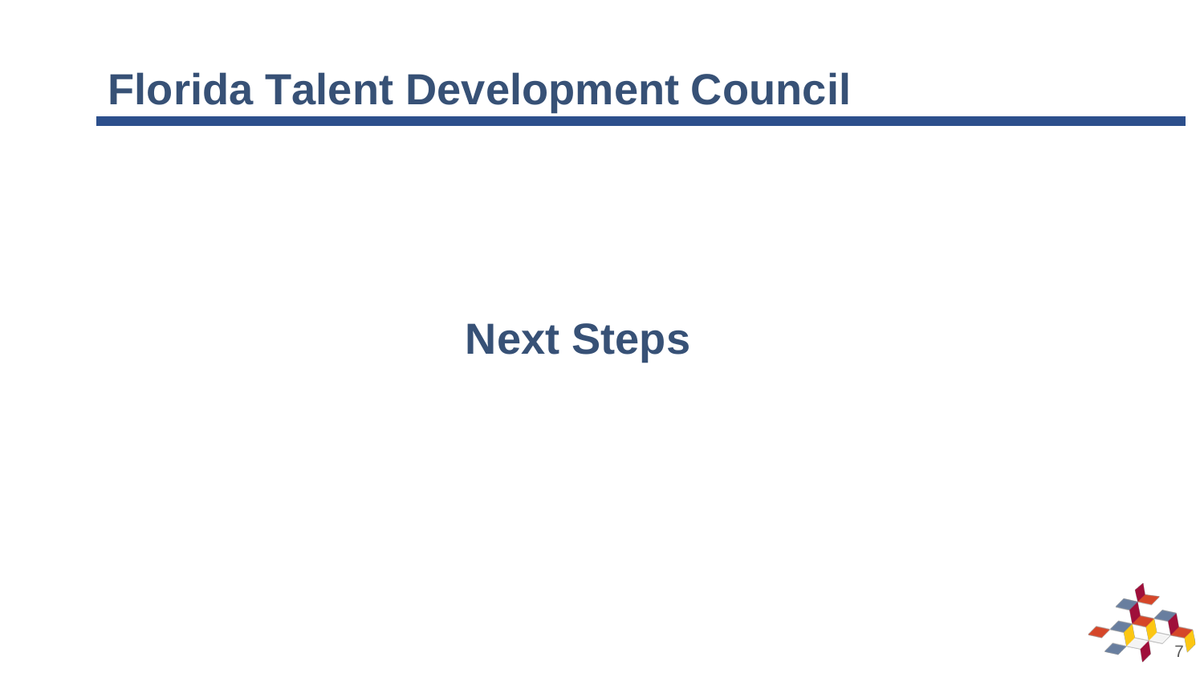# Florida Talent Development Council

## Next Steps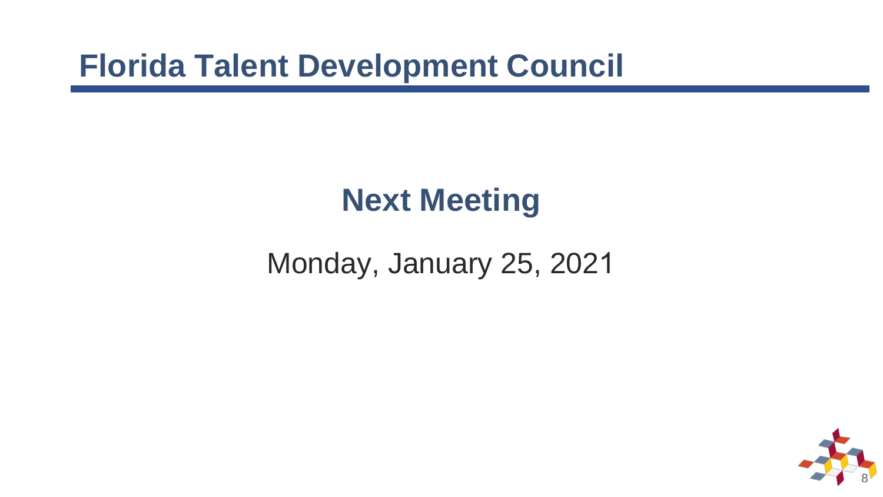# Florida Talent Development Council

## Next Meeting

Monday, January 25, 2021